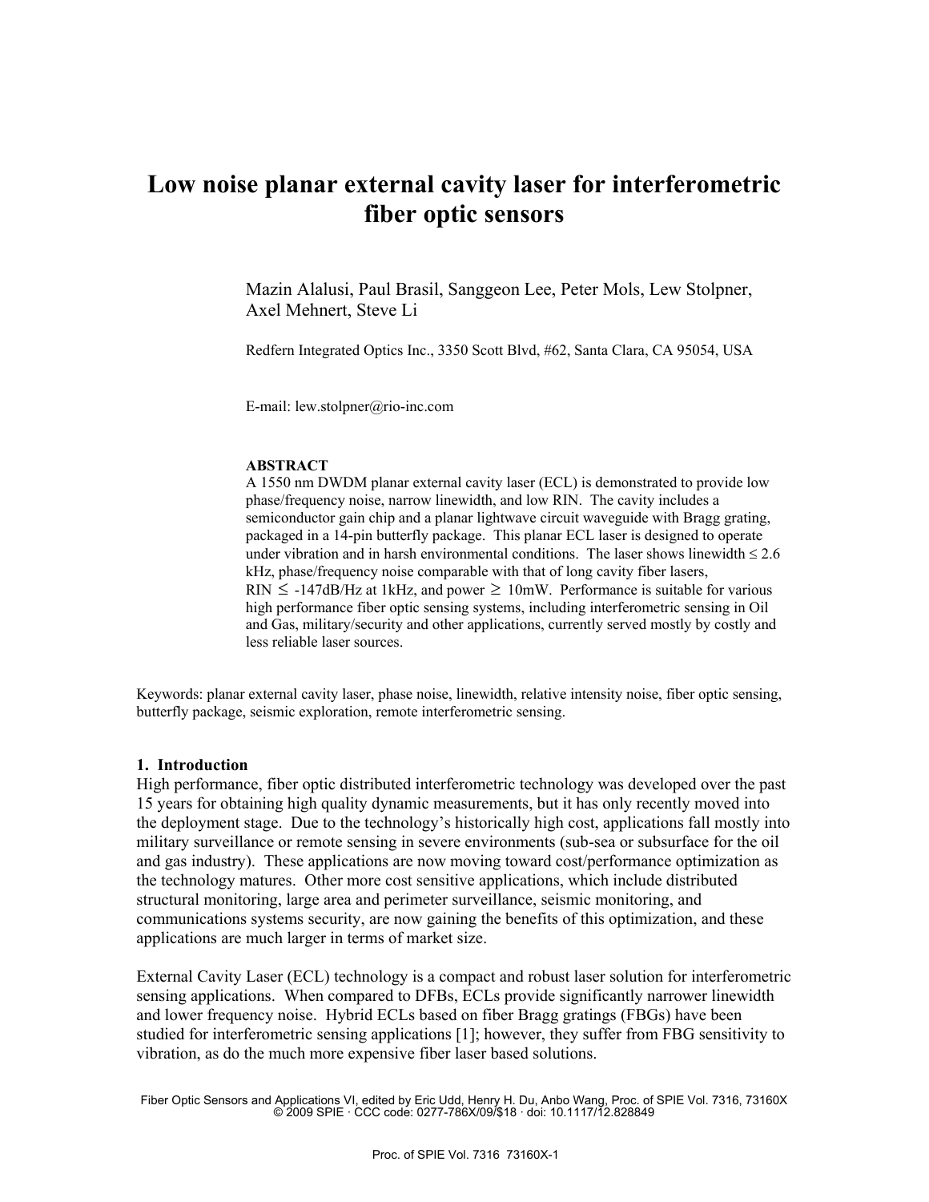# Low noise planar external cavity laser for interferometric fiber optic sensors

Mazin Alalusi, Paul Brasil, Sanggeon Lee, Peter Mols, Lew Stolpner, Axel Mehnert, Steve Li

Redfern Integrated Optics Inc., 3350 Scott Blvd, #62, Santa Clara, CA 95054, USA

E-mail: lew.stolpner@rio-inc.com

**ABSTRACT**

A 1550 nm DWDM planar external cavity laser (ECL) is demonstrated to provide low phase/frequency noise, narrow linewidth, and low RIN. The cavity includes a semiconductor gain chip and a planar lightwave circuit waveguide with Bragg grating, packaged in a 14-pin butterfly package. This planar ECL laser is designed to operate under vibration and in harsh environmental conditions. The laser shows linewidth ≤ 2.6 kHz, phase/frequency noise comparable with that of long cavity fiber lasers, RIN ≤ -147dB/Hz at 1kHz, and power ≥ 10mW. Performance is suitable for various high performance fiber optic sensing systems, including interferometric sensing in Oil and Gas, military/security and other applications, currently served mostly by costly and less reliable laser sources.

Keywords: planar external cavity laser, phase noise, linewidth, relative intensity noise, fiber optic sensing, butterfly package, seismic exploration, remote interferometric sensing.

## 1. Introduction

High performance, fiber optic distributed interferometric technology was developed over the past 15 years for obtaining high quality dynamic measurements, but it has only recently moved into the deployment stage. Due to the technology's historically high cost, applications fall mostly into military surveillance or remote sensing in severe environments (sub-sea or subsurface for the oil and gas industry). These applications are now moving toward cost/performance optimization as the technology matures. Other more cost sensitive applications, which include distributed structural monitoring, large area and perimeter surveillance, seismic monitoring, and communications systems security, are now gaining the benefits of this optimization, and these applications are much larger in terms of market size.

External Cavity Laser (ECL) technology is a compact and robust laser solution for interferometric sensing applications. When compared to DFBs, ECLs provide significantly narrower linewidth and lower frequency noise. Hybrid ECLs based on fiber Bragg gratings (FBGs) have been studied for interferometric sensing applications [1]; however, they suffer from FBG sensitivity to vibration, as do the much more expensive fiber laser based solutions.

Fiber Optic Sensors and Applications VI, edited by Eric Udd, Henry H. Du, Anbo Wang, Proc. of SPIE Vol. 7316, 73160X © 2009 SPIE · CCC code: 0277-786X/09/$18 · doi: 10.1117/12.828849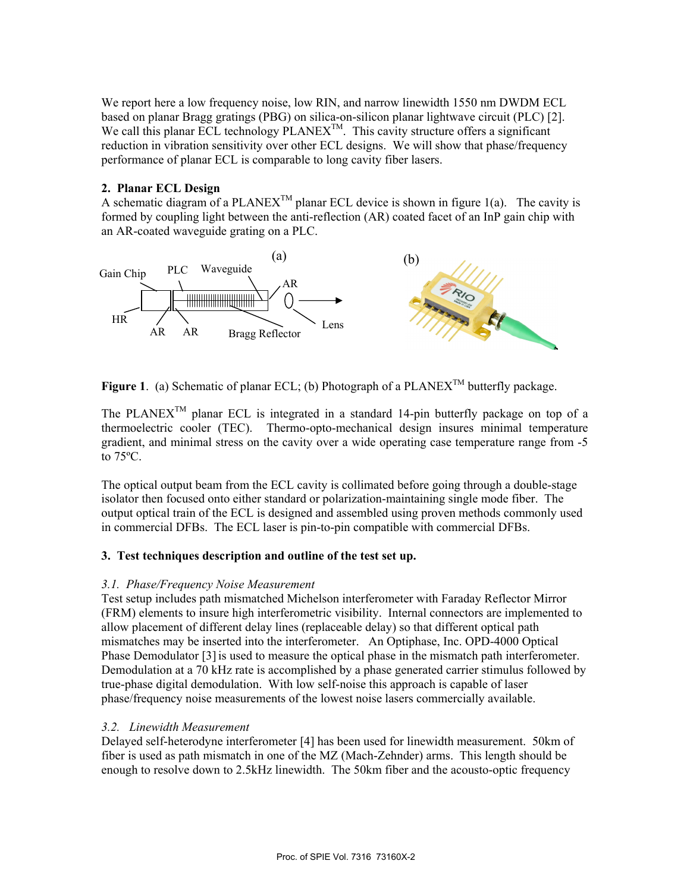We report here a low frequency noise, low RIN, and narrow linewidth 1550 nm DWDM ECL based on planar Bragg gratings (PBG) on silica-on-silicon planar lightwave circuit (PLC) [2]. We call this planar ECL technology PLANEX™. This cavity structure offers a significant reduction in vibration sensitivity over other ECL designs. We will show that phase/frequency performance of planar ECL is comparable to long cavity fiber lasers.

## 2. Planar ECL Design

A schematic diagram of a PLANEX™ planar ECL device is shown in figure 1(a). The cavity is formed by coupling light between the anti-reflection (AR) coated facet of an InP gain chip with an AR-coated waveguide grating on a PLC.

**Figure 1**. (a) Schematic of planar ECL; (b) Photograph of a PLANEX™ butterfly package.

The PLANEX™ planar ECL is integrated in a standard 14-pin butterfly package on top of a thermoelectric cooler (TEC). Thermo-opto-mechanical design insures minimal temperature gradient, and minimal stress on the cavity over a wide operating case temperature range from -5 to 75ºC.

The optical output beam from the ECL cavity is collimated before going through a double-stage isolator then focused onto either standard or polarization-maintaining single mode fiber. The output optical train of the ECL is designed and assembled using proven methods commonly used in commercial DFBs. The ECL laser is pin-to-pin compatible with commercial DFBs.

## 3. Test techniques description and outline of the test set up.

### *3.1. Phase/Frequency Noise Measurement*

Test setup includes path mismatched Michelson interferometer with Faraday Reflector Mirror (FRM) elements to insure high interferometric visibility. Internal connectors are implemented to allow placement of different delay lines (replaceable delay) so that different optical path mismatches may be inserted into the interferometer. An Optiphase, Inc. OPD-4000 Optical Phase Demodulator [3] is used to measure the optical phase in the mismatch path interferometer. Demodulation at a 70 kHz rate is accomplished by a phase generated carrier stimulus followed by true-phase digital demodulation. With low self-noise this approach is capable of laser phase/frequency noise measurements of the lowest noise lasers commercially available.

### *3.2. Linewidth Measurement*

Delayed self-heterodyne interferometer [4] has been used for linewidth measurement. 50km of fiber is used as path mismatch in one of the MZ (Mach-Zehnder) arms. This length should be enough to resolve down to 2.5kHz linewidth. The 50km fiber and the acousto-optic frequency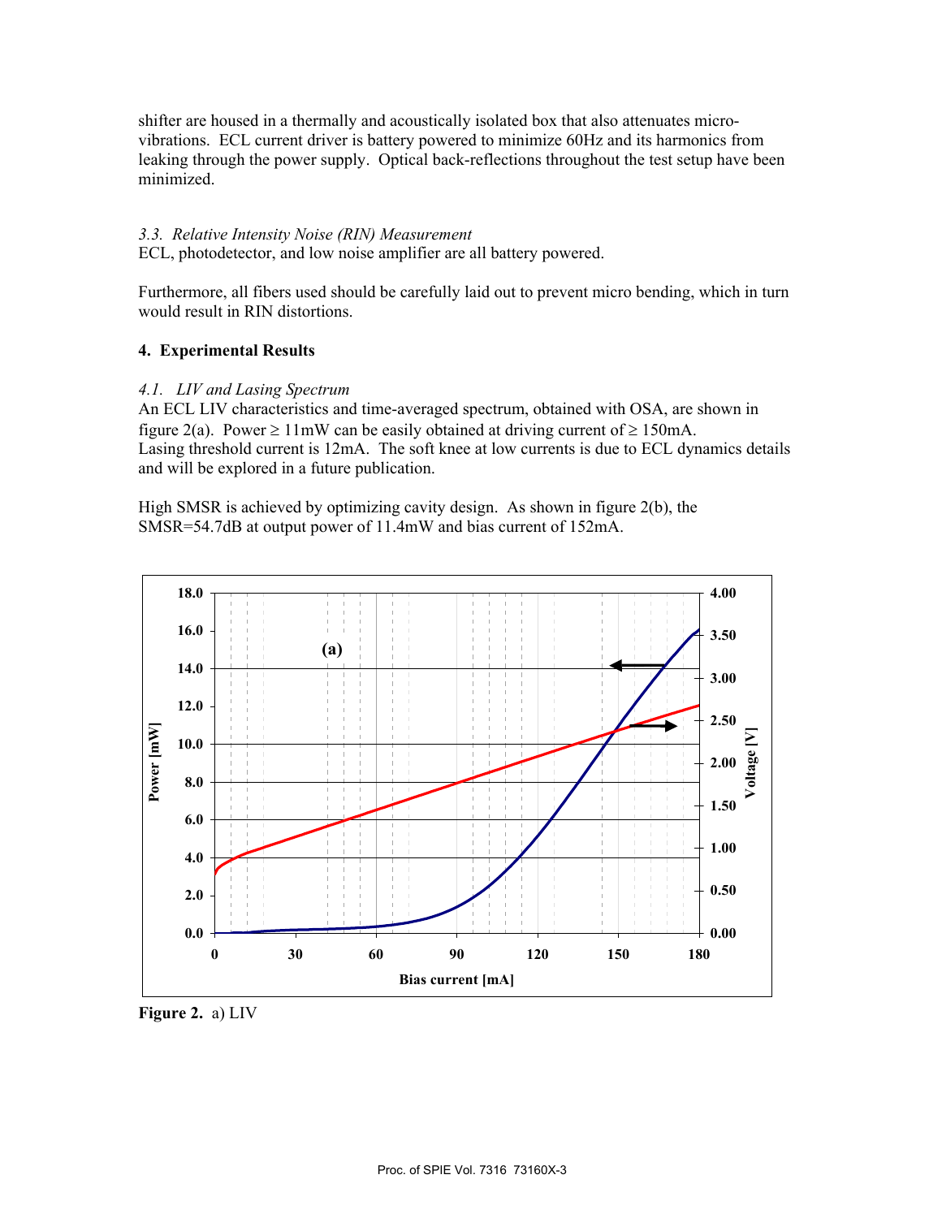shifter are housed in a thermally and acoustically isolated box that also attenuates micro-vibrations. ECL current driver is battery powered to minimize 60Hz and its harmonics from leaking through the power supply. Optical back-reflections throughout the test setup have been minimized.

*3.3. Relative Intensity Noise (RIN) Measurement*

ECL, photodetector, and low noise amplifier are all battery powered.

Furthermore, all fibers used should be carefully laid out to prevent micro bending, which in turn would result in RIN distortions.

## 4. Experimental Results

*4.1. LIV and Lasing Spectrum*

An ECL LIV characteristics and time-averaged spectrum, obtained with OSA, are shown in figure 2(a). Power ≥ 11mW can be easily obtained at driving current of ≥ 150mA. Lasing threshold current is 12mA. The soft knee at low currents is due to ECL dynamics details and will be explored in a future publication.

High SMSR is achieved by optimizing cavity design. As shown in figure 2(b), the SMSR=54.7dB at output power of 11.4mW and bias current of 152mA.

**Figure 2.** a) LIV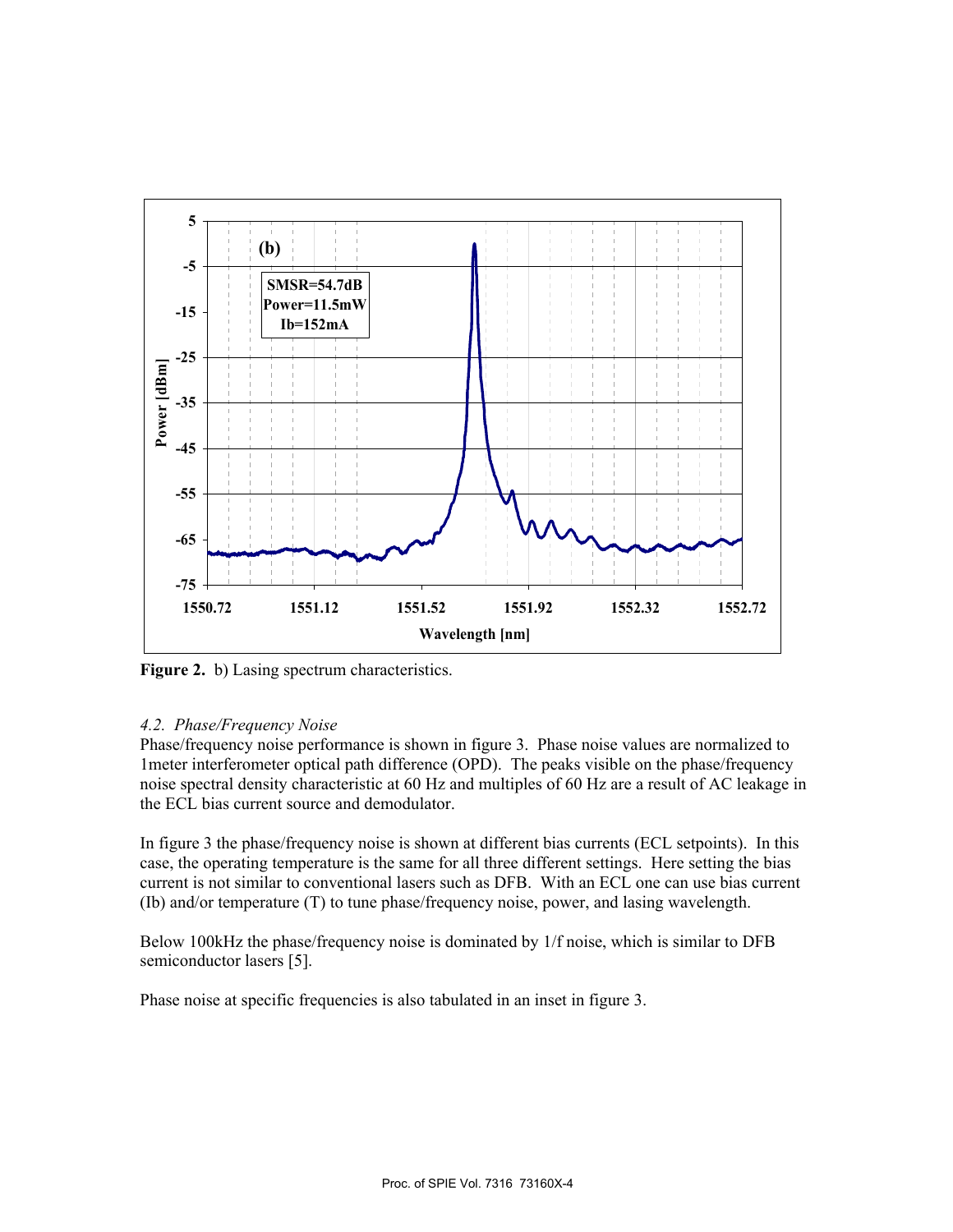**Figure 2.** b) Lasing spectrum characteristics.

### *4.2. Phase/Frequency Noise*

Phase/frequency noise performance is shown in figure 3. Phase noise values are normalized to 1meter interferometer optical path difference (OPD). The peaks visible on the phase/frequency noise spectral density characteristic at 60 Hz and multiples of 60 Hz are a result of AC leakage in the ECL bias current source and demodulator.

In figure 3 the phase/frequency noise is shown at different bias currents (ECL setpoints). In this case, the operating temperature is the same for all three different settings. Here setting the bias current is not similar to conventional lasers such as DFB. With an ECL one can use bias current (Ib) and/or temperature (T) to tune phase/frequency noise, power, and lasing wavelength.

Below 100kHz the phase/frequency noise is dominated by 1/f noise, which is similar to DFB semiconductor lasers [5].

Phase noise at specific frequencies is also tabulated in an inset in figure 3.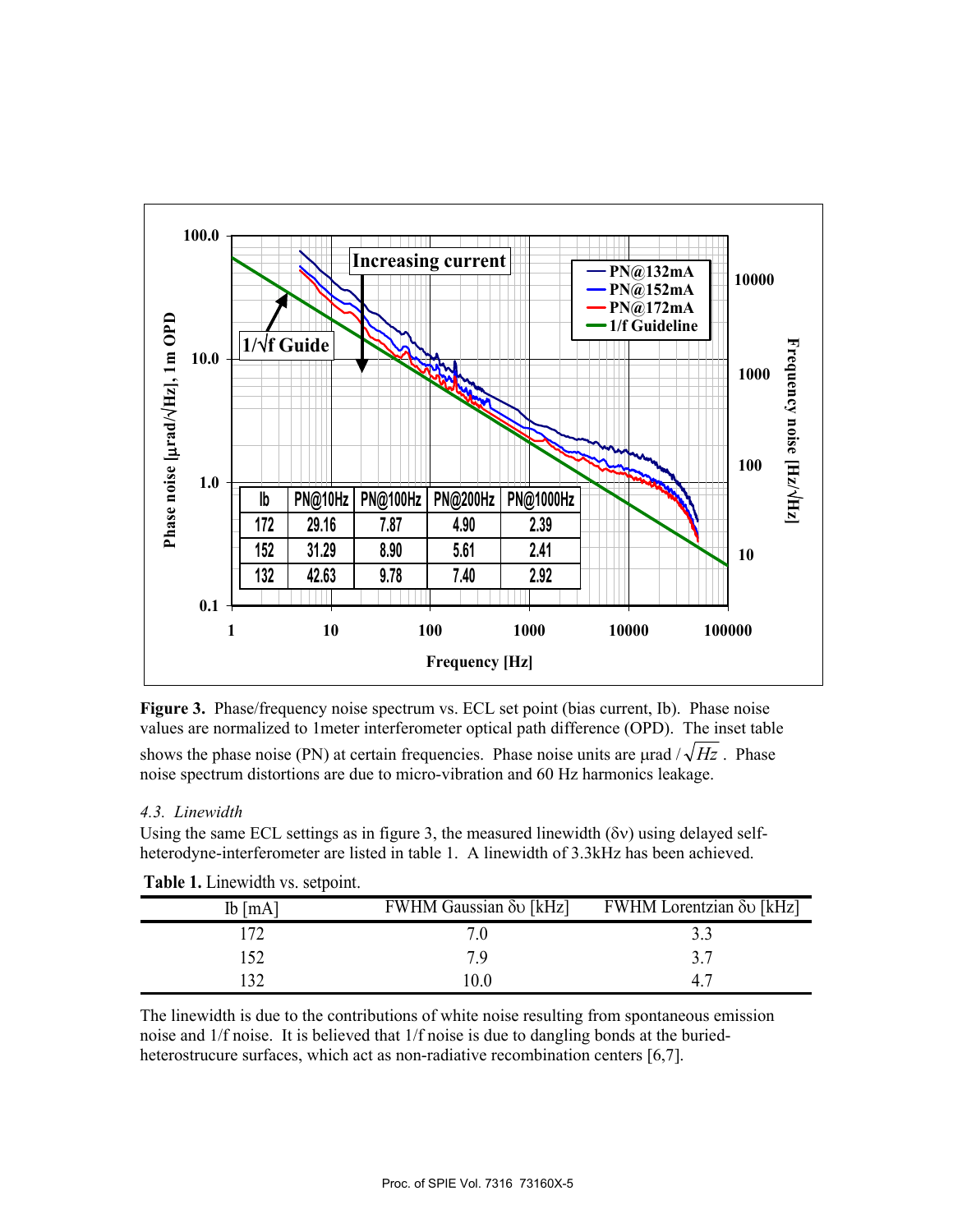**Figure 3.** Phase/frequency noise spectrum vs. ECL set point (bias current, Ib). Phase noise values are normalized to 1meter interferometer optical path difference (OPD). The inset table shows the phase noise (PN) at certain frequencies. Phase noise units are μrad / $\sqrt{Hz}$ . Phase noise spectrum distortions are due to micro-vibration and 60 Hz harmonics leakage.

### *4.3. Linewidth*

Using the same ECL settings as in figure 3, the measured linewidth (δν) using delayed self-heterodyne-interferometer are listed in table 1. A linewidth of 3.3kHz has been achieved.

**Table 1.** Linewidth vs. setpoint.

| Ib [mA] | FWHM Gaussian δυ [kHz] | FWHM Lorentzian δυ [kHz] |
|---|---|---|
| 172 | 7.0 | 3.3 |
| 152 | 7.9 | 3.7 |
| 132 | 10.0 | 4.7 |

The linewidth is due to the contributions of white noise resulting from spontaneous emission noise and 1/f noise. It is believed that 1/f noise is due to dangling bonds at the buried-heterostrucure surfaces, which act as non-radiative recombination centers [6,7].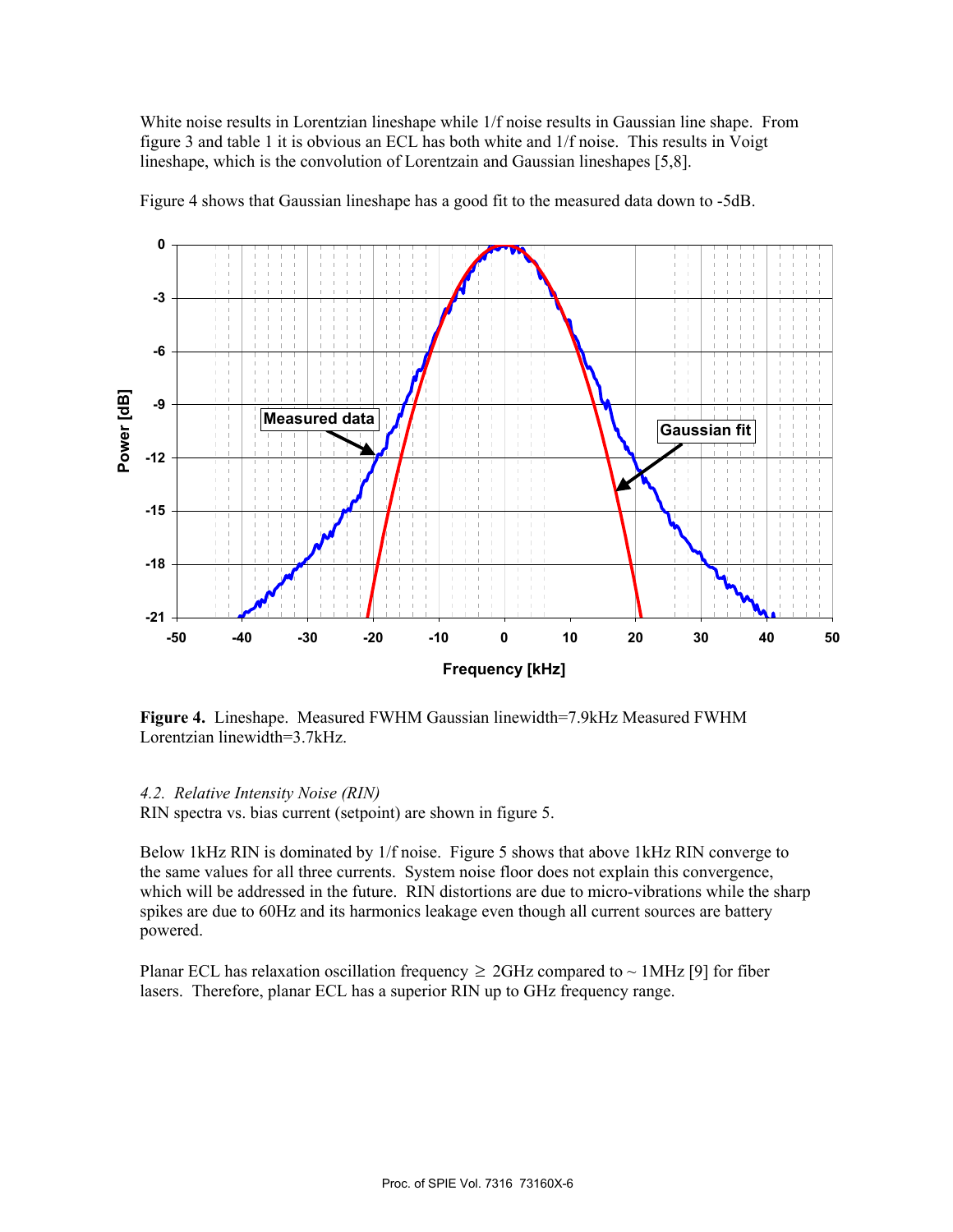White noise results in Lorentzian lineshape while 1/f noise results in Gaussian line shape. From figure 3 and table 1 it is obvious an ECL has both white and 1/f noise. This results in Voigt lineshape, which is the convolution of Lorentzain and Gaussian lineshapes [5,8].

Figure 4 shows that Gaussian lineshape has a good fit to the measured data down to -5dB.

**Figure 4.** Lineshape. Measured FWHM Gaussian linewidth=7.9kHz Measured FWHM Lorentzian linewidth=3.7kHz.

### *4.2. Relative Intensity Noise (RIN)*

RIN spectra vs. bias current (setpoint) are shown in figure 5.

Below 1kHz RIN is dominated by 1/f noise. Figure 5 shows that above 1kHz RIN converge to the same values for all three currents. System noise floor does not explain this convergence, which will be addressed in the future. RIN distortions are due to micro-vibrations while the sharp spikes are due to 60Hz and its harmonics leakage even though all current sources are battery powered.

Planar ECL has relaxation oscillation frequency ≥ 2GHz compared to ~ 1MHz [9] for fiber lasers. Therefore, planar ECL has a superior RIN up to GHz frequency range.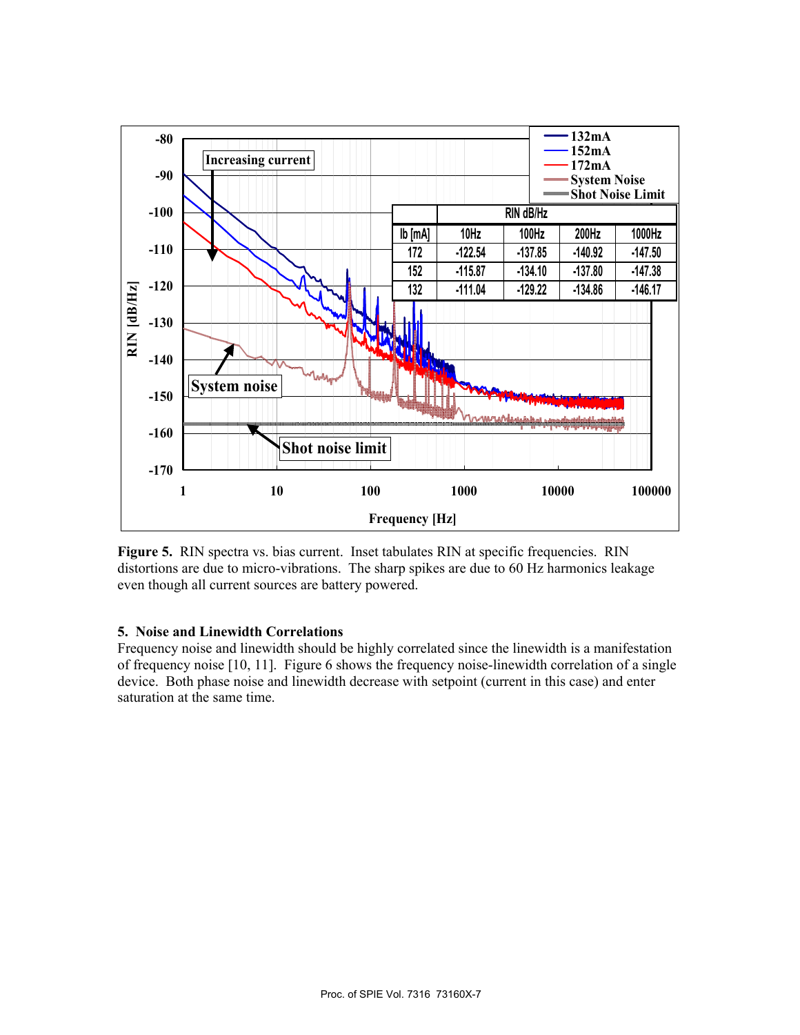| Ib [mA] | 10Hz | 100Hz | 200Hz | 1000Hz |
|---|---|---|---|---|
| 172 | -122.54 | -137.85 | -140.92 | -147.50 |
| 152 | -115.87 | -134.10 | -137.80 | -147.38 |
| 132 | -111.04 | -129.22 | -134.86 | -146.17 |

**Figure 5.** RIN spectra vs. bias current. Inset tabulates RIN at specific frequencies. RIN distortions are due to micro-vibrations. The sharp spikes are due to 60 Hz harmonics leakage even though all current sources are battery powered.

**5. Noise and Linewidth Correlations**

Frequency noise and linewidth should be highly correlated since the linewidth is a manifestation of frequency noise [10, 11]. Figure 6 shows the frequency noise-linewidth correlation of a single device. Both phase noise and linewidth decrease with setpoint (current in this case) and enter saturation at the same time.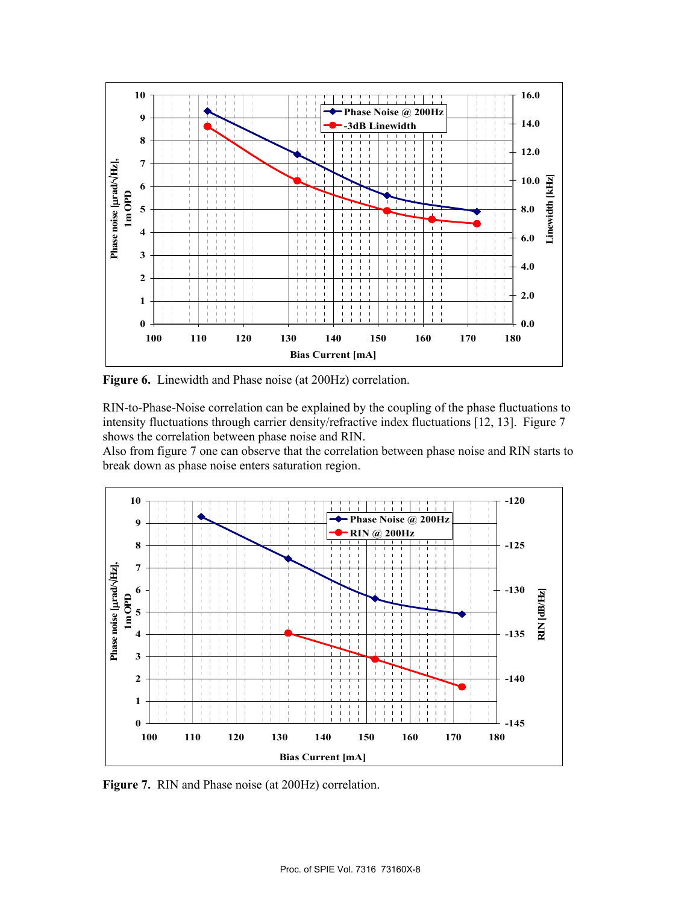Figure 6. Linewidth and Phase noise (at 200Hz) correlation.

RIN-to-Phase-Noise correlation can be explained by the coupling of the phase fluctuations to intensity fluctuations through carrier density/refractive index fluctuations [12, 13]. Figure 7 shows the correlation between phase noise and RIN.
Also from figure 7 one can observe that the correlation between phase noise and RIN starts to break down as phase noise enters saturation region.

Figure 7. RIN and Phase noise (at 200Hz) correlation.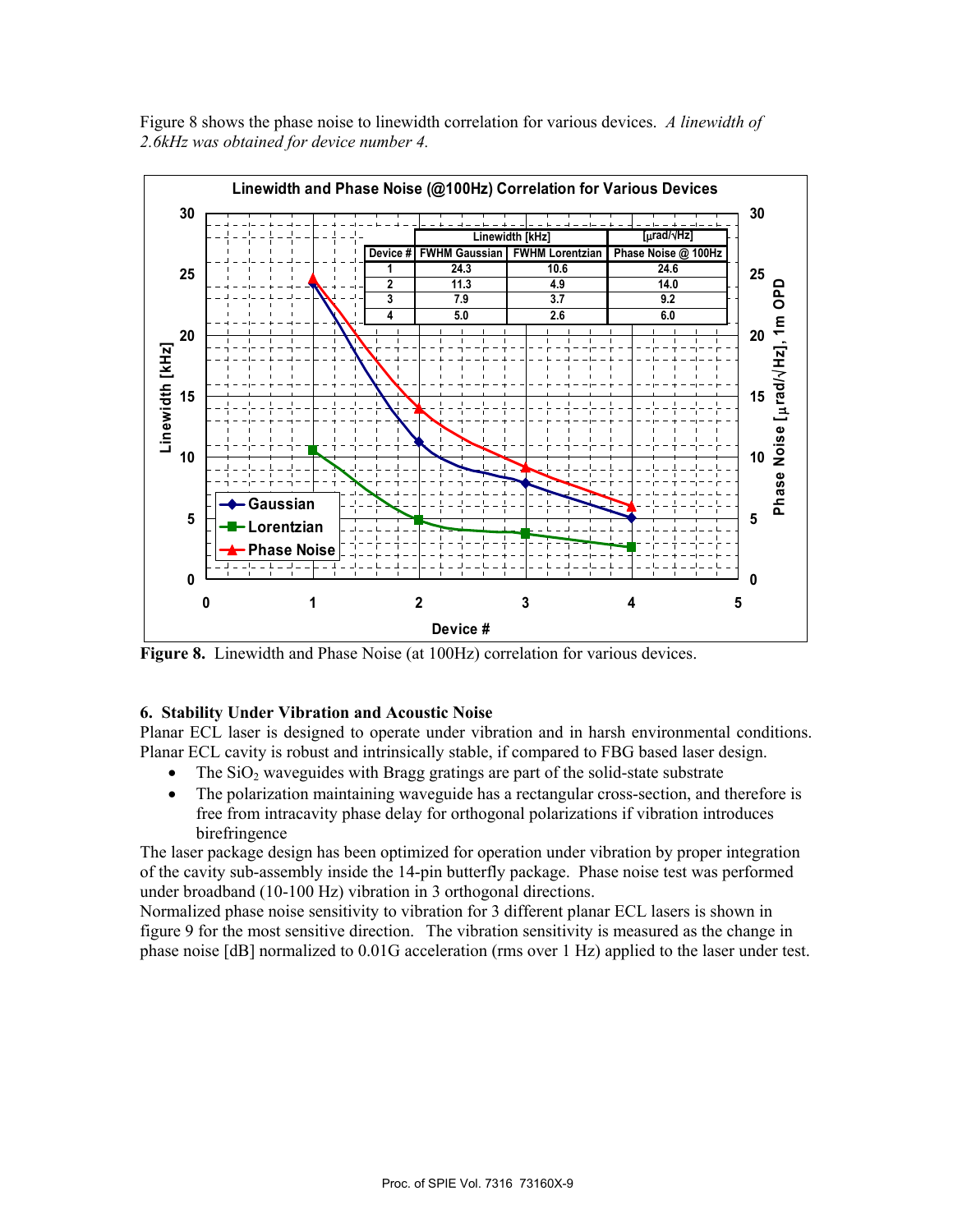Figure 8 shows the phase noise to linewidth correlation for various devices. *A linewidth of 2.6kHz was obtained for device number 4.*

| Device # | Linewidth [kHz] FWHM Gaussian | Linewidth [kHz] FWHM Lorentzian | [μrad/√Hz] Phase Noise @ 100Hz |
|---|---|---|---|
| 1 | 24.3 | 10.6 | 24.6 |
| 2 | 11.3 | 4.9 | 14.0 |
| 3 | 7.9 | 3.7 | 9.2 |
| 4 | 5.0 | 2.6 | 6.0 |

**Figure 8.** Linewidth and Phase Noise (at 100Hz) correlation for various devices.

### 6. Stability Under Vibration and Acoustic Noise

Planar ECL laser is designed to operate under vibration and in harsh environmental conditions. Planar ECL cavity is robust and intrinsically stable, if compared to FBG based laser design.

- The $SiO_2$ waveguides with Bragg gratings are part of the solid-state substrate
- The polarization maintaining waveguide has a rectangular cross-section, and therefore is free from intracavity phase delay for orthogonal polarizations if vibration introduces birefringence

The laser package design has been optimized for operation under vibration by proper integration of the cavity sub-assembly inside the 14-pin butterfly package. Phase noise test was performed under broadband (10-100 Hz) vibration in 3 orthogonal directions.

Normalized phase noise sensitivity to vibration for 3 different planar ECL lasers is shown in figure 9 for the most sensitive direction. The vibration sensitivity is measured as the change in phase noise [dB] normalized to 0.01G acceleration (rms over 1 Hz) applied to the laser under test.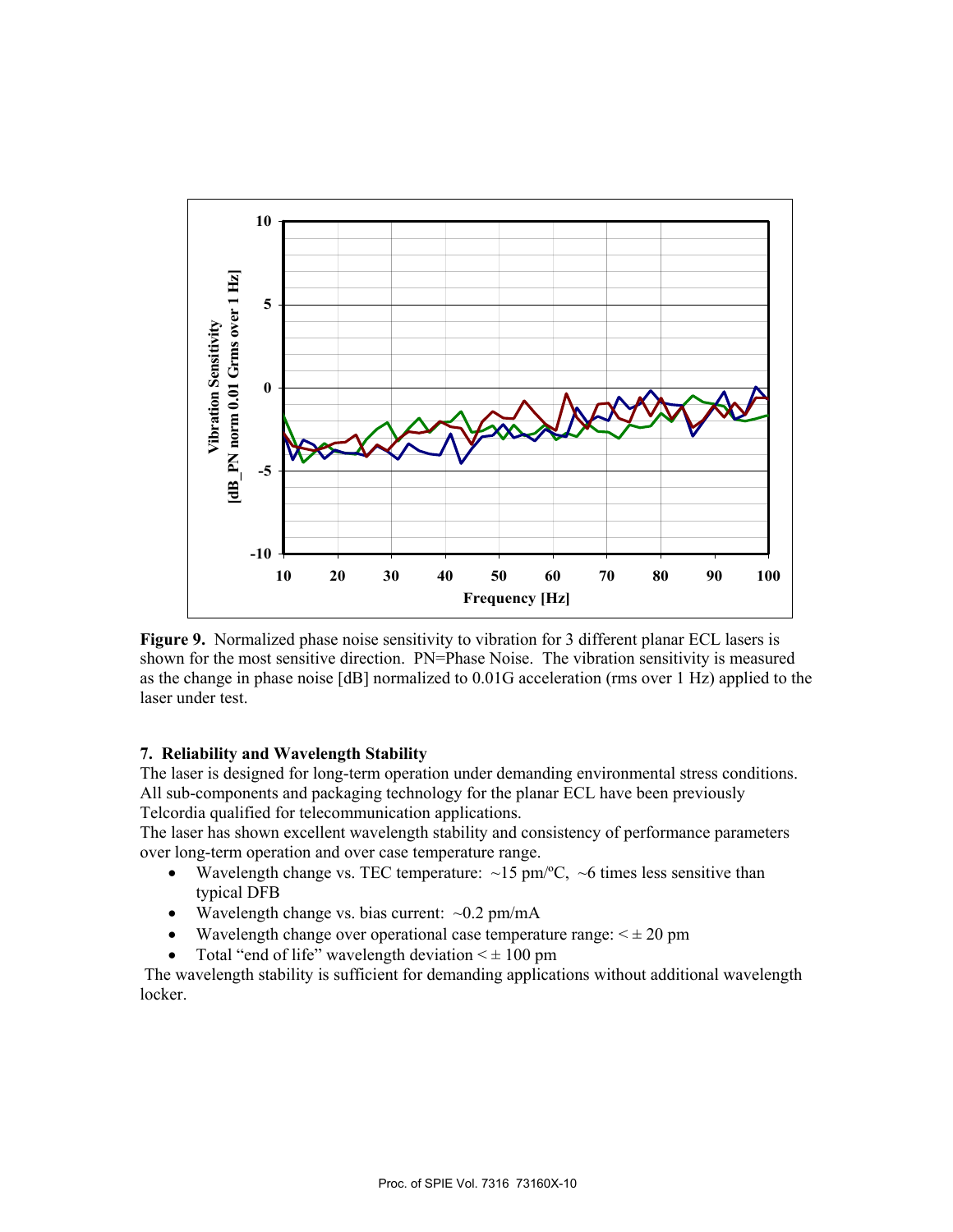**Figure 9.** Normalized phase noise sensitivity to vibration for 3 different planar ECL lasers is shown for the most sensitive direction. PN=Phase Noise. The vibration sensitivity is measured as the change in phase noise [dB] normalized to 0.01G acceleration (rms over 1 Hz) applied to the laser under test.

### 7. Reliability and Wavelength Stability

The laser is designed for long-term operation under demanding environmental stress conditions. All sub-components and packaging technology for the planar ECL have been previously Telcordia qualified for telecommunication applications.

The laser has shown excellent wavelength stability and consistency of performance parameters over long-term operation and over case temperature range.

- Wavelength change vs. TEC temperature: ~15 pm/ºC, ~6 times less sensitive than typical DFB
- Wavelength change vs. bias current: ~0.2 pm/mA
- Wavelength change over operational case temperature range: $< \pm$ 20 pm
- Total "end of life" wavelength deviation $< \pm$ 100 pm

The wavelength stability is sufficient for demanding applications without additional wavelength locker.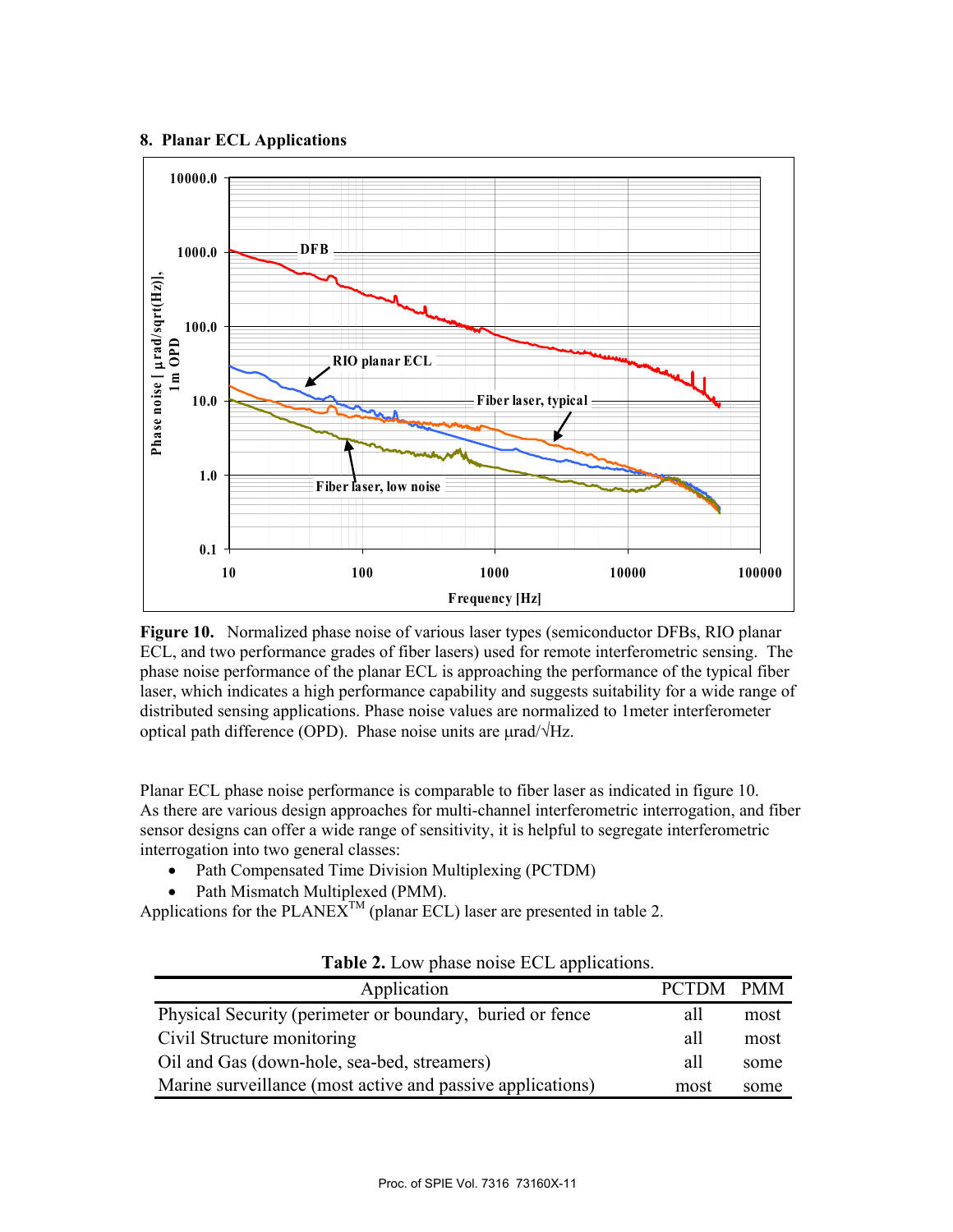## 8. Planar ECL Applications

**Figure 10.** Normalized phase noise of various laser types (semiconductor DFBs, RIO planar ECL, and two performance grades of fiber lasers) used for remote interferometric sensing. The phase noise performance of the planar ECL is approaching the performance of the typical fiber laser, which indicates a high performance capability and suggests suitability for a wide range of distributed sensing applications. Phase noise values are normalized to 1meter interferometer optical path difference (OPD). Phase noise units are μrad/√Hz.

Planar ECL phase noise performance is comparable to fiber laser as indicated in figure 10. As there are various design approaches for multi-channel interferometric interrogation, and fiber sensor designs can offer a wide range of sensitivity, it is helpful to segregate interferometric interrogation into two general classes:

- Path Compensated Time Division Multiplexing (PCTDM)
- Path Mismatch Multiplexed (PMM).

Applications for the PLANEX™ (planar ECL) laser are presented in table 2.

**Table 2.** Low phase noise ECL applications.

| Application | PCTDM | PMM |
|---|---|---|
| Physical Security (perimeter or boundary, buried or fence | all | most |
| Civil Structure monitoring | all | most |
| Oil and Gas (down-hole, sea-bed, streamers) | all | some |
| Marine surveillance (most active and passive applications) | most | some |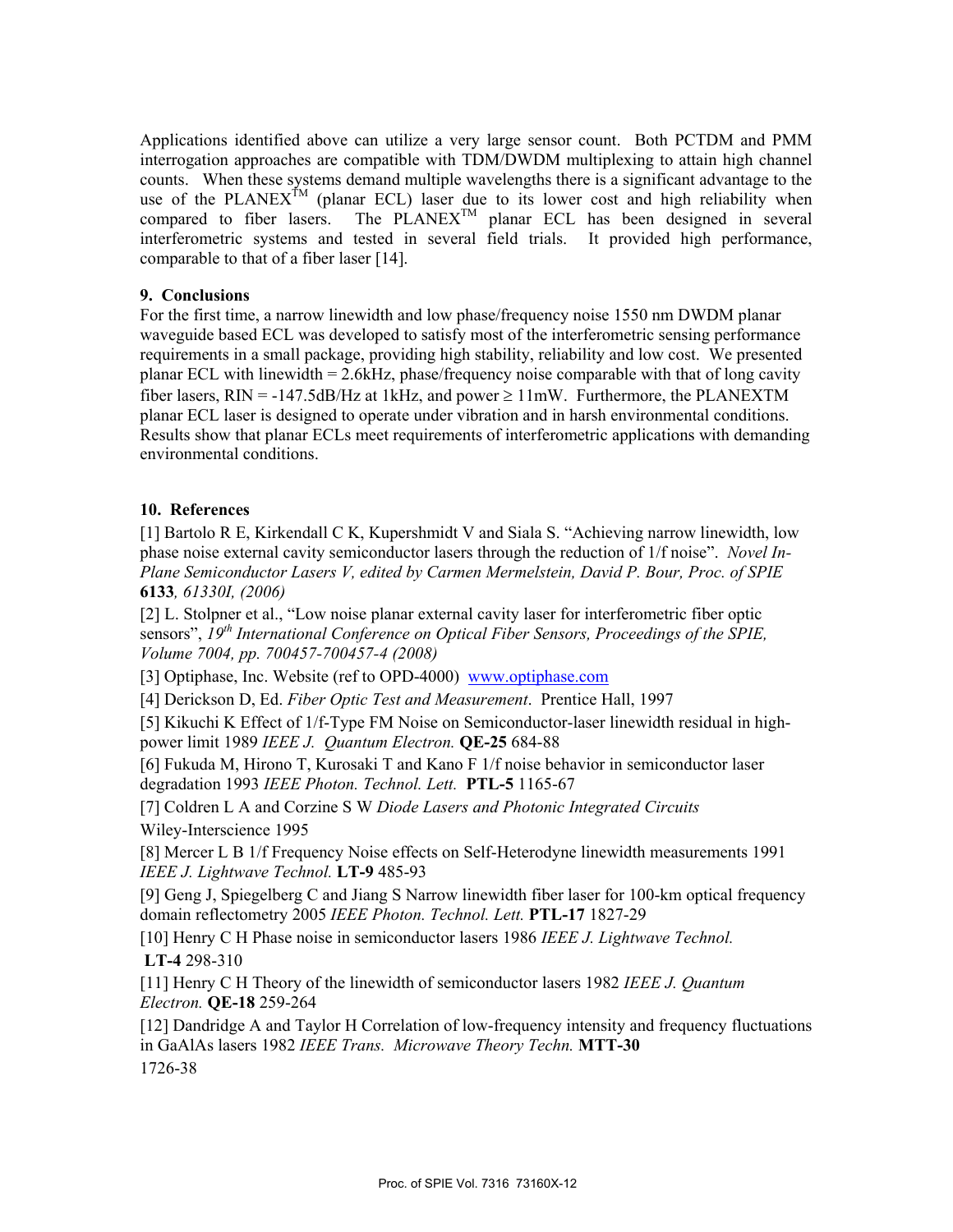Applications identified above can utilize a very large sensor count. Both PCTDM and PMM interrogation approaches are compatible with TDM/DWDM multiplexing to attain high channel counts. When these systems demand multiple wavelengths there is a significant advantage to the use of the PLANEX™ (planar ECL) laser due to its lower cost and high reliability when compared to fiber lasers. The PLANEX™ planar ECL has been designed in several interferometric systems and tested in several field trials. It provided high performance, comparable to that of a fiber laser [14].

### 9. Conclusions

For the first time, a narrow linewidth and low phase/frequency noise 1550 nm DWDM planar waveguide based ECL was developed to satisfy most of the interferometric sensing performance requirements in a small package, providing high stability, reliability and low cost. We presented planar ECL with linewidth = 2.6kHz, phase/frequency noise comparable with that of long cavity fiber lasers, RIN = -147.5dB/Hz at 1kHz, and power ≥ 11mW. Furthermore, the PLANEXTM planar ECL laser is designed to operate under vibration and in harsh environmental conditions. Results show that planar ECLs meet requirements of interferometric applications with demanding environmental conditions.

### 10. References

[1] Bartolo R E, Kirkendall C K, Kupershmidt V and Siala S. "Achieving narrow linewidth, low phase noise external cavity semiconductor lasers through the reduction of 1/f noise". *Novel In-Plane Semiconductor Lasers V, edited by Carmen Mermelstein, David P. Bour, Proc. of SPIE* **6133***, 61330I, (2006)*

[2] L. Stolpner et al., "Low noise planar external cavity laser for interferometric fiber optic sensors", *19th International Conference on Optical Fiber Sensors, Proceedings of the SPIE, Volume 7004, pp. 700457-700457-4 (2008)*

[3] Optiphase, Inc. Website (ref to OPD-4000) www.optiphase.com

[4] Derickson D, Ed. *Fiber Optic Test and Measurement*. Prentice Hall, 1997

[5] Kikuchi K Effect of 1/f-Type FM Noise on Semiconductor-laser linewidth residual in high-power limit 1989 *IEEE J. Quantum Electron.* **QE-25** 684-88

[6] Fukuda M, Hirono T, Kurosaki T and Kano F 1/f noise behavior in semiconductor laser degradation 1993 *IEEE Photon. Technol. Lett.* **PTL-5** 1165-67

[7] Coldren L A and Corzine S W *Diode Lasers and Photonic Integrated Circuits* Wiley-Interscience 1995

[8] Mercer L B 1/f Frequency Noise effects on Self-Heterodyne linewidth measurements 1991 *IEEE J. Lightwave Technol.* **LT-9** 485-93

[9] Geng J, Spiegelberg C and Jiang S Narrow linewidth fiber laser for 100-km optical frequency domain reflectometry 2005 *IEEE Photon. Technol. Lett.* **PTL-17** 1827-29

[10] Henry C H Phase noise in semiconductor lasers 1986 *IEEE J. Lightwave Technol.* **LT-4** 298-310

[11] Henry C H Theory of the linewidth of semiconductor lasers 1982 *IEEE J. Quantum Electron.* **QE-18** 259-264

[12] Dandridge A and Taylor H Correlation of low-frequency intensity and frequency fluctuations in GaAlAs lasers 1982 *IEEE Trans. Microwave Theory Techn.* **MTT-30** 1726-38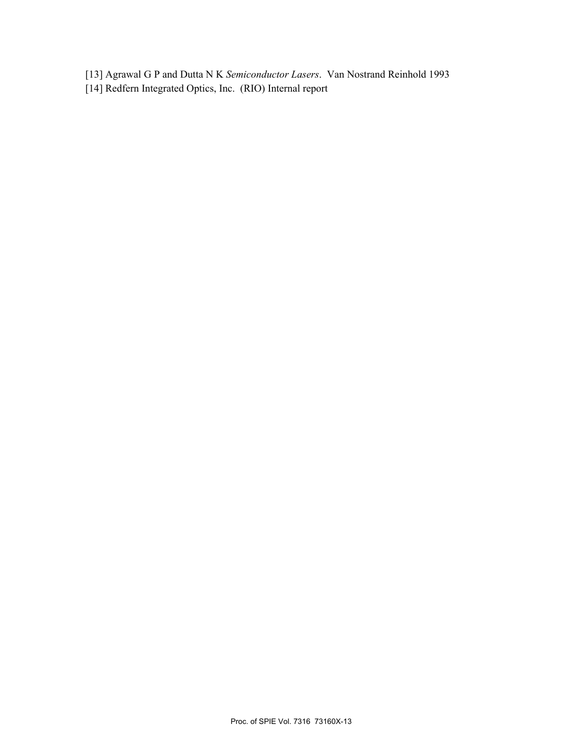[13] Agrawal G P and Dutta N K *Semiconductor Lasers*. Van Nostrand Reinhold 1993

[14] Redfern Integrated Optics, Inc. (RIO) Internal report